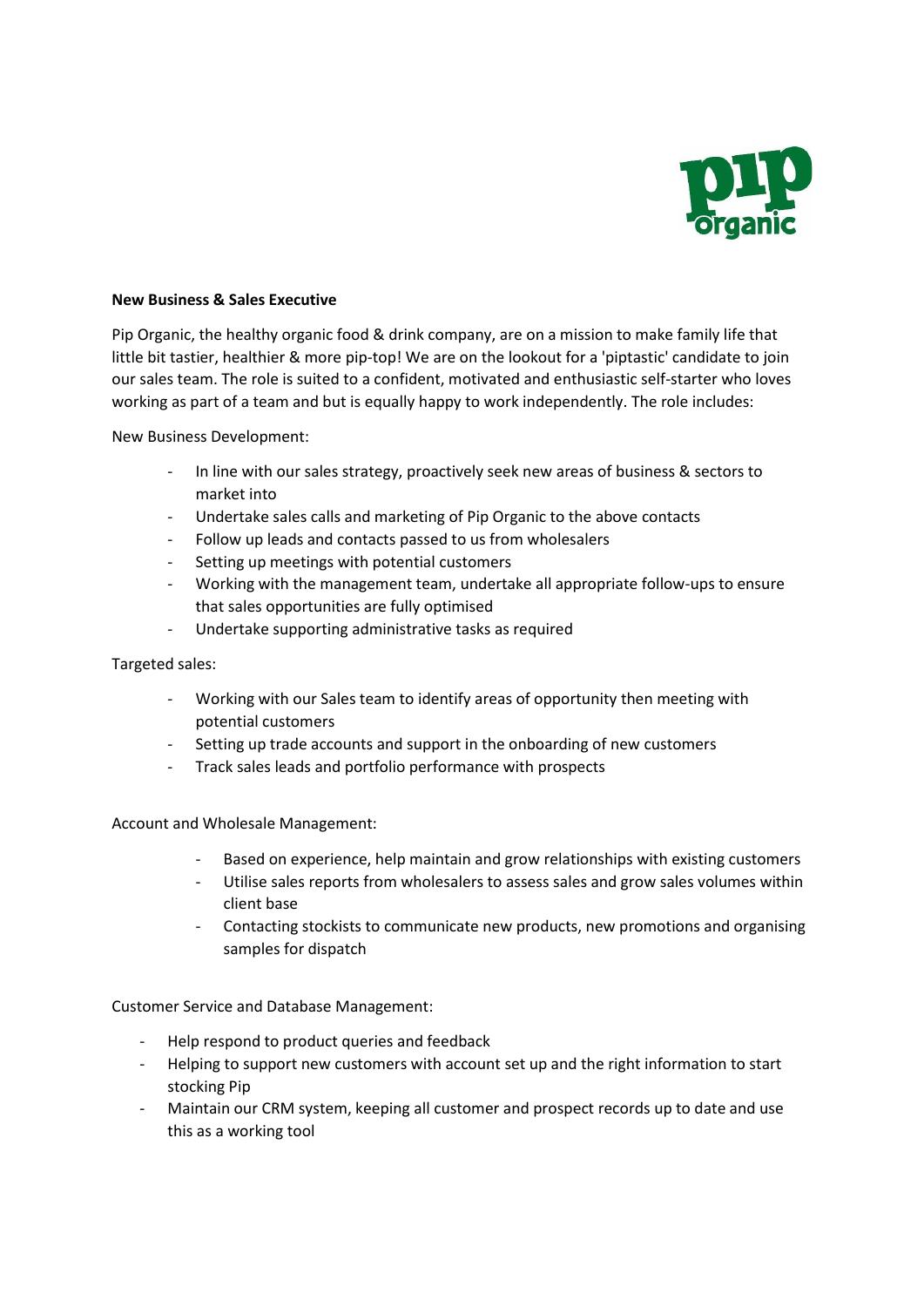**New Business & Sales Executive**

Pip Organic, the healthy organic food & drink company, are on a mission to make family life that little bit tastier, healthier & more pip-top! We are on the lookout for a 'piptastic' candidate to join our sales team. The role is suited to a confident, motivated and enthusiastic self-starter who loves working as part of a team and but is equally happy to work independently. The role includes:

New Business Development:

- In line with our sales strategy, proactively seek new areas of business & sectors to market into
- Undertake sales calls and marketing of Pip Organic to the above contacts
- Follow up leads and contacts passed to us from wholesalers
- Setting up meetings with potential customers
- Working with the management team, undertake all appropriate follow-ups to ensure that sales opportunities are fully optimised
- Undertake supporting administrative tasks as required

Targeted sales:

- Working with our Sales team to identify areas of opportunity then meeting with potential customers
- Setting up trade accounts and support in the onboarding of new customers
- Track sales leads and portfolio performance with prospects

Account and Wholesale Management:

- Based on experience, help maintain and grow relationships with existing customers
- Utilise sales reports from wholesalers to assess sales and grow sales volumes within client base
- Contacting stockists to communicate new products, new promotions and organising samples for dispatch

Customer Service and Database Management:

- Help respond to product queries and feedback
- Helping to support new customers with account set up and the right information to start stocking Pip
- Maintain our CRM system, keeping all customer and prospect records up to date and use this as a working tool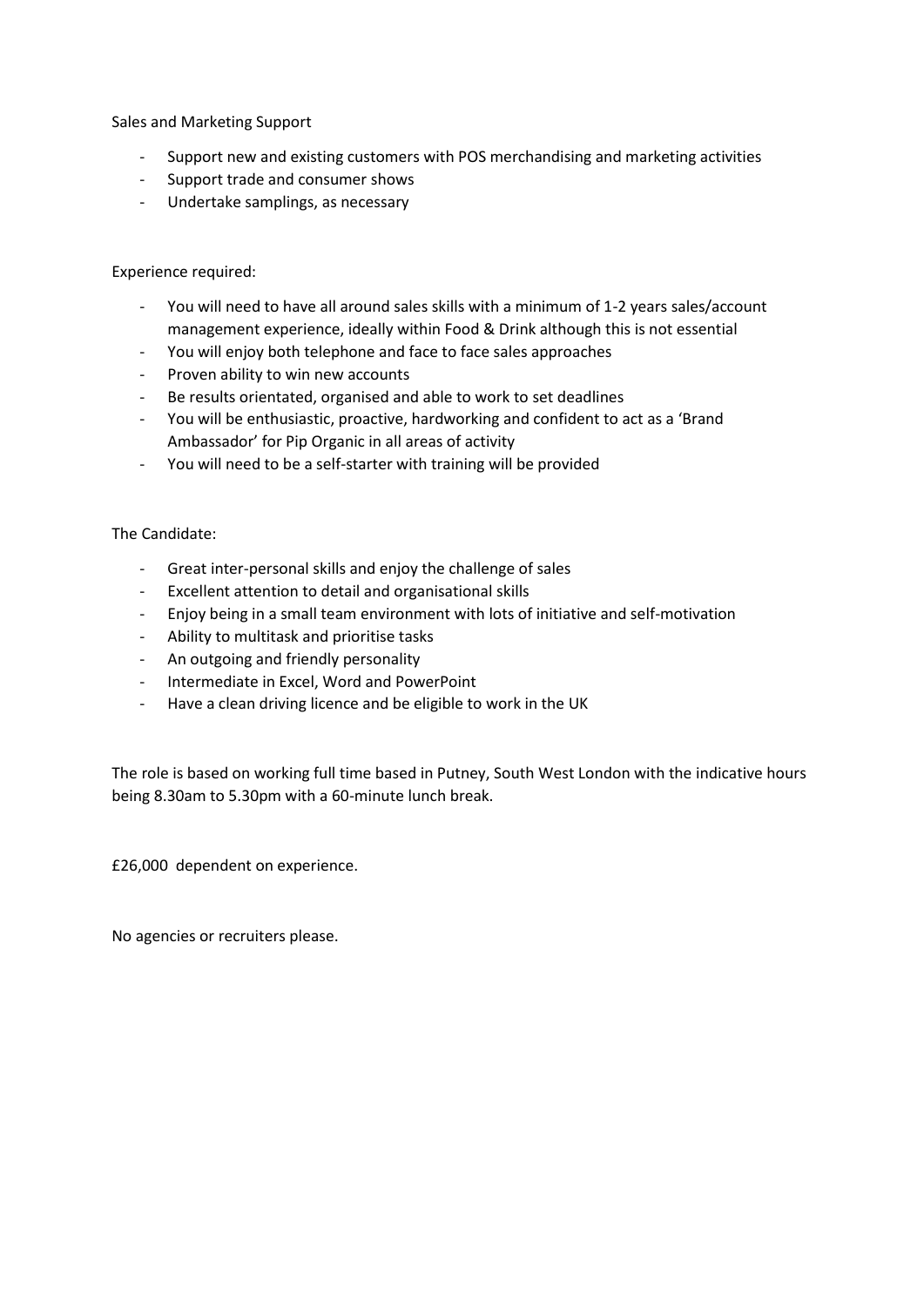Sales and Marketing Support

- Support new and existing customers with POS merchandising and marketing activities
- Support trade and consumer shows
- Undertake samplings, as necessary

Experience required:

- You will need to have all around sales skills with a minimum of 1-2 years sales/account management experience, ideally within Food & Drink although this is not essential
- You will enjoy both telephone and face to face sales approaches
- Proven ability to win new accounts
- Be results orientated, organised and able to work to set deadlines
- You will be enthusiastic, proactive, hardworking and confident to act as a 'Brand Ambassador' for Pip Organic in all areas of activity
- You will need to be a self-starter with training will be provided

The Candidate:

- Great inter-personal skills and enjoy the challenge of sales
- Excellent attention to detail and organisational skills
- Enjoy being in a small team environment with lots of initiative and self-motivation
- Ability to multitask and prioritise tasks
- An outgoing and friendly personality
- Intermediate in Excel, Word and PowerPoint
- Have a clean driving licence and be eligible to work in the UK

The role is based on working full time based in Putney, South West London with the indicative hours being 8.30am to 5.30pm with a 60-minute lunch break.

£26,000 dependent on experience.

No agencies or recruiters please.